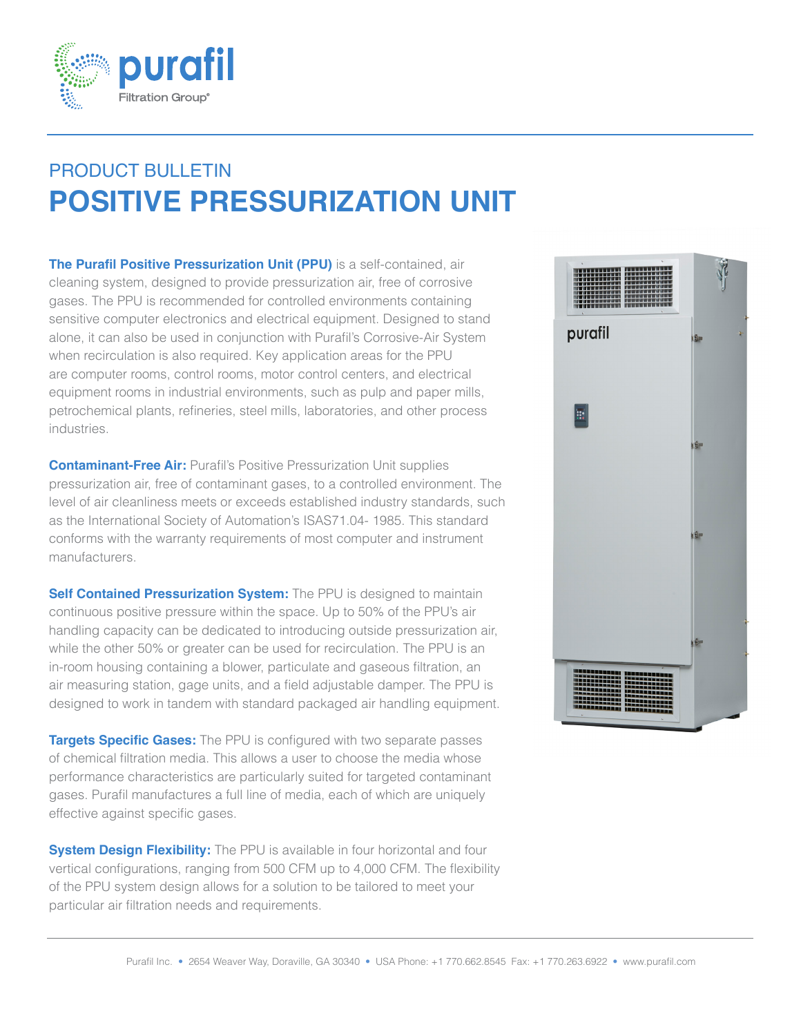PRODUCT BULLETIN

# POSITIVE PRESSURIZATION UNIT

**The Purafil Positive Pressurization Unit (PPU)** is a self-contained, air cleaning system, designed to provide pressurization air, free of corrosive gases. The PPU is recommended for controlled environments containing sensitive computer electronics and electrical equipment. Designed to stand alone, it can also be used in conjunction with Purafil's Corrosive-Air System when recirculation is also required. Key application areas for the PPU are computer rooms, control rooms, motor control centers, and electrical equipment rooms in industrial environments, such as pulp and paper mills, petrochemical plants, refineries, steel mills, laboratories, and other process industries.

**Contaminant-Free Air:** Purafil's Positive Pressurization Unit supplies pressurization air, free of contaminant gases, to a controlled environment. The level of air cleanliness meets or exceeds established industry standards, such as the International Society of Automation's ISAS71.04- 1985. This standard conforms with the warranty requirements of most computer and instrument manufacturers.

**Self Contained Pressurization System:** The PPU is designed to maintain continuous positive pressure within the space. Up to 50% of the PPU's air handling capacity can be dedicated to introducing outside pressurization air, while the other 50% or greater can be used for recirculation. The PPU is an in-room housing containing a blower, particulate and gaseous filtration, an air measuring station, gage units, and a field adjustable damper. The PPU is designed to work in tandem with standard packaged air handling equipment.

**Targets Specific Gases:** The PPU is configured with two separate passes of chemical filtration media. This allows a user to choose the media whose performance characteristics are particularly suited for targeted contaminant gases. Purafil manufactures a full line of media, each of which are uniquely effective against specific gases.

**System Design Flexibility:** The PPU is available in four horizontal and four vertical configurations, ranging from 500 CFM up to 4,000 CFM. The flexibility of the PPU system design allows for a solution to be tailored to meet your particular air filtration needs and requirements.

Purafil Inc. • 2654 Weaver Way, Doraville, GA 30340 • USA Phone: +1 770.662.8545 Fax: +1 770.263.6922 • www.purafil.com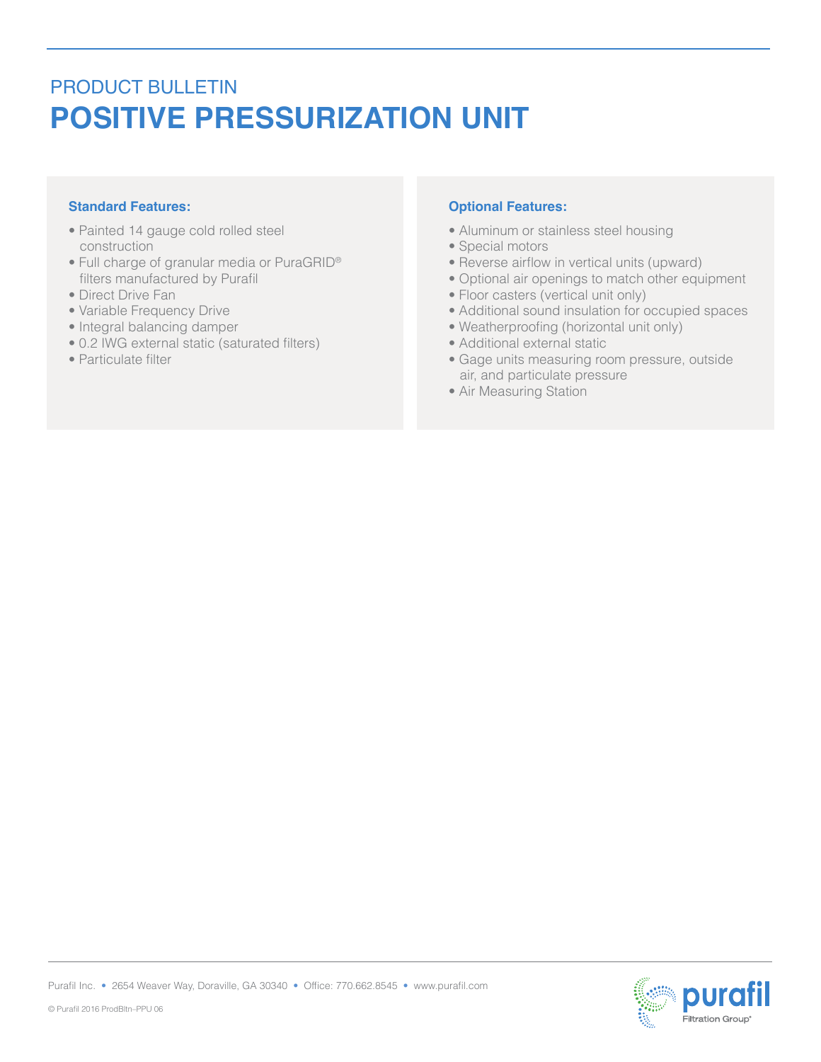PRODUCT BULLETIN

# POSITIVE PRESSURIZATION UNIT

**Standard Features:**

- Painted 14 gauge cold rolled steel construction
- Full charge of granular media or PuraGRID® filters manufactured by Purafil
- Direct Drive Fan
- Variable Frequency Drive
- Integral balancing damper
- 0.2 IWG external static (saturated filters)
- Particulate filter

**Optional Features:**

- Aluminum or stainless steel housing
- Special motors
- Reverse airflow in vertical units (upward)
- Optional air openings to match other equipment
- Floor casters (vertical unit only)
- Additional sound insulation for occupied spaces
- Weatherproofing (horizontal unit only)
- Additional external static
- Gage units measuring room pressure, outside air, and particulate pressure
- Air Measuring Station

Purafil Inc. • 2654 Weaver Way, Doraville, GA 30340 • Office: 770.662.8545 • www.purafil.com

© Purafil 2016 ProdBltn–PPU 06

purafil Filtration Group®